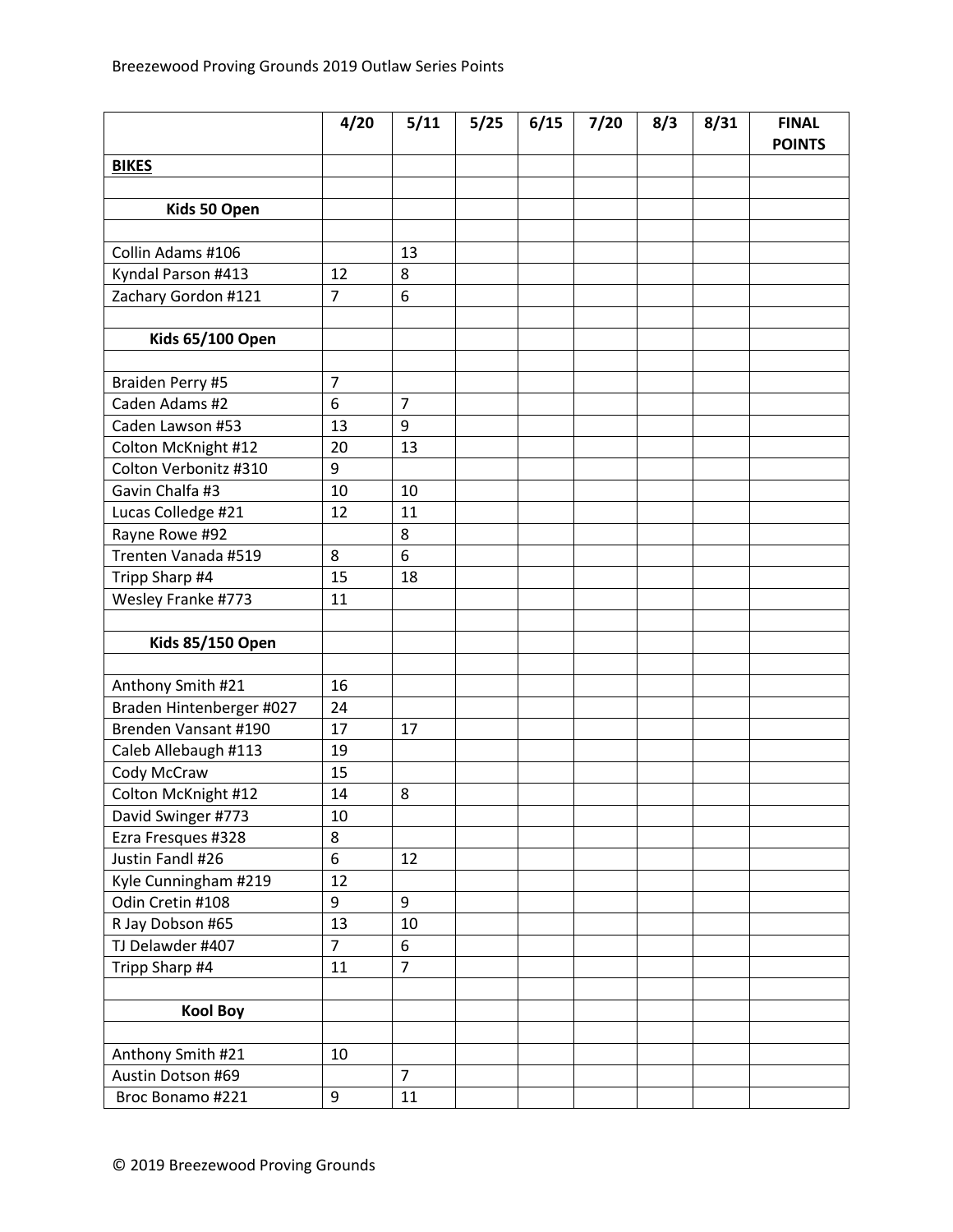Breezewood Proving Grounds 2019 Outlaw Series Points

| | 4/20 | 5/11 | 5/25 | 6/15 | 7/20 | 8/3 | 8/31 | FINAL POINTS |
|---|---|---|---|---|---|---|---|---|
| **BIKES** | | | | | | | | |
| | | | | | | | | |
| **Kids 50 Open** | | | | | | | | |
| | | | | | | | | |
| Collin Adams #106 | | 13 | | | | | | |
| Kyndal Parson #413 | 12 | 8 | | | | | | |
| Zachary Gordon #121 | 7 | 6 | | | | | | |
| | | | | | | | | |
| **Kids 65/100 Open** | | | | | | | | |
| | | | | | | | | |
| Braiden Perry #5 | 7 | | | | | | | |
| Caden Adams #2 | 6 | 7 | | | | | | |
| Caden Lawson #53 | 13 | 9 | | | | | | |
| Colton McKnight #12 | 20 | 13 | | | | | | |
| Colton Verbonitz #310 | 9 | | | | | | | |
| Gavin Chalfa #3 | 10 | 10 | | | | | | |
| Lucas Colledge #21 | 12 | 11 | | | | | | |
| Rayne Rowe #92 | | 8 | | | | | | |
| Trenten Vanada #519 | 8 | 6 | | | | | | |
| Tripp Sharp #4 | 15 | 18 | | | | | | |
| Wesley Franke #773 | 11 | | | | | | | |
| | | | | | | | | |
| **Kids 85/150 Open** | | | | | | | | |
| | | | | | | | | |
| Anthony Smith #21 | 16 | | | | | | | |
| Braden Hintenberger #027 | 24 | | | | | | | |
| Brenden Vansant #190 | 17 | 17 | | | | | | |
| Caleb Allebaugh #113 | 19 | | | | | | | |
| Cody McCraw | 15 | | | | | | | |
| Colton McKnight #12 | 14 | 8 | | | | | | |
| David Swinger #773 | 10 | | | | | | | |
| Ezra Fresques #328 | 8 | | | | | | | |
| Justin Fandl #26 | 6 | 12 | | | | | | |
| Kyle Cunningham #219 | 12 | | | | | | | |
| Odin Cretin #108 | 9 | 9 | | | | | | |
| R Jay Dobson #65 | 13 | 10 | | | | | | |
| TJ Delawder #407 | 7 | 6 | | | | | | |
| Tripp Sharp #4 | 11 | 7 | | | | | | |
| | | | | | | | | |
| **Kool Boy** | | | | | | | | |
| | | | | | | | | |
| Anthony Smith #21 | 10 | | | | | | | |
| Austin Dotson #69 | | 7 | | | | | | |
| Broc Bonamo #221 | 9 | 11 | | | | | | |

© 2019 Breezewood Proving Grounds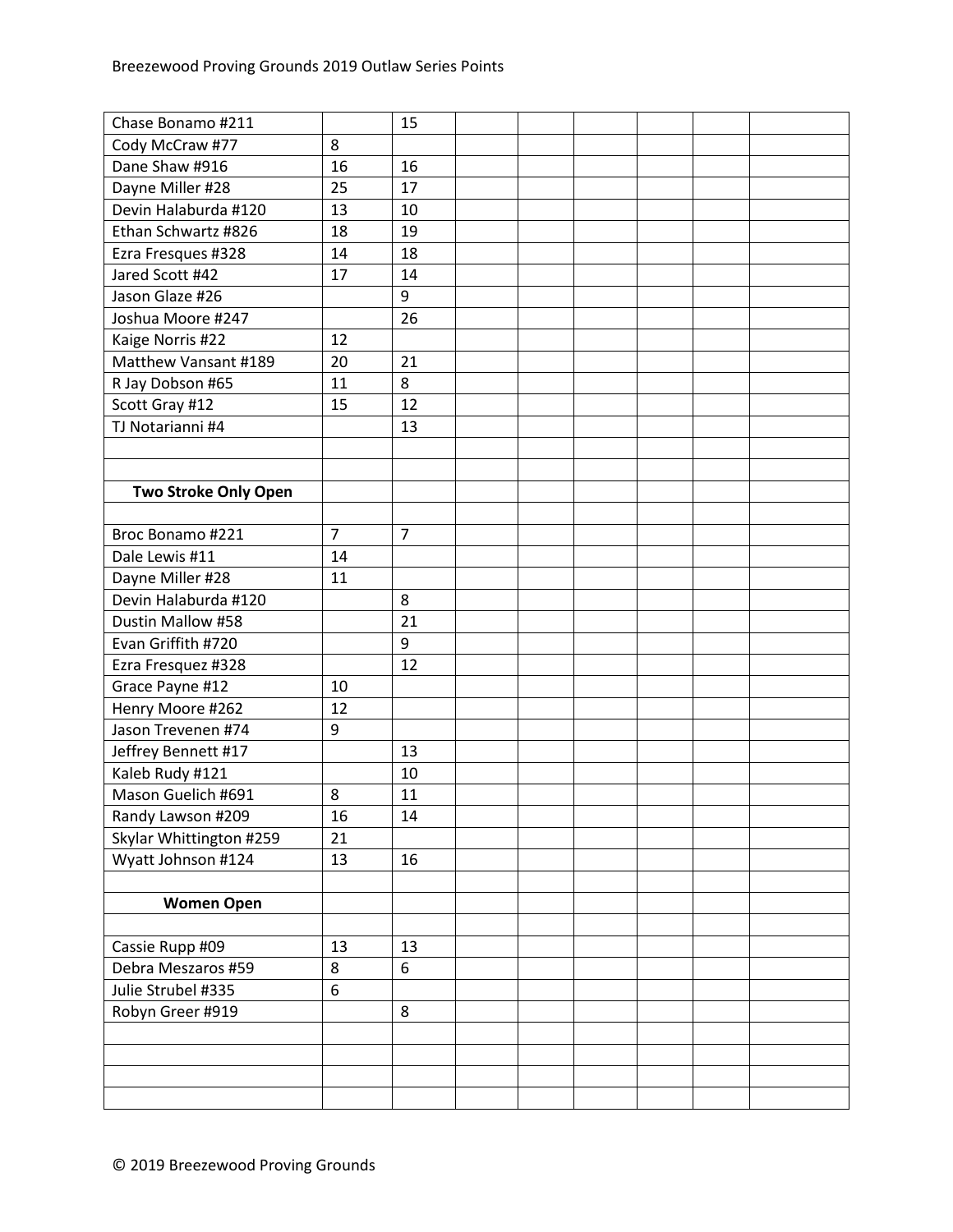| | | | | | | | | |
|---|---|---|---|---|---|---|---|---|
| Chase Bonamo #211 | | 15 | | | | | | |
| Cody McCraw #77 | 8 | | | | | | | |
| Dane Shaw #916 | 16 | 16 | | | | | | |
| Dayne Miller #28 | 25 | 17 | | | | | | |
| Devin Halaburda #120 | 13 | 10 | | | | | | |
| Ethan Schwartz #826 | 18 | 19 | | | | | | |
| Ezra Fresques #328 | 14 | 18 | | | | | | |
| Jared Scott #42 | 17 | 14 | | | | | | |
| Jason Glaze #26 | | 9 | | | | | | |
| Joshua Moore #247 | | 26 | | | | | | |
| Kaige Norris #22 | 12 | | | | | | | |
| Matthew Vansant #189 | 20 | 21 | | | | | | |
| R Jay Dobson #65 | 11 | 8 | | | | | | |
| Scott Gray #12 | 15 | 12 | | | | | | |
| TJ Notarianni #4 | | 13 | | | | | | |
| | | | | | | | | |
| | | | | | | | | |
| **Two Stroke Only Open** | | | | | | | | |
| | | | | | | | | |
| Broc Bonamo #221 | 7 | 7 | | | | | | |
| Dale Lewis #11 | 14 | | | | | | | |
| Dayne Miller #28 | 11 | | | | | | | |
| Devin Halaburda #120 | | 8 | | | | | | |
| Dustin Mallow #58 | | 21 | | | | | | |
| Evan Griffith #720 | | 9 | | | | | | |
| Ezra Fresquez #328 | | 12 | | | | | | |
| Grace Payne #12 | 10 | | | | | | | |
| Henry Moore #262 | 12 | | | | | | | |
| Jason Trevenen #74 | 9 | | | | | | | |
| Jeffrey Bennett #17 | | 13 | | | | | | |
| Kaleb Rudy #121 | | 10 | | | | | | |
| Mason Guelich #691 | 8 | 11 | | | | | | |
| Randy Lawson #209 | 16 | 14 | | | | | | |
| Skylar Whittington #259 | 21 | | | | | | | |
| Wyatt Johnson #124 | 13 | 16 | | | | | | |
| | | | | | | | | |
| **Women Open** | | | | | | | | |
| | | | | | | | | |
| Cassie Rupp #09 | 13 | 13 | | | | | | |
| Debra Meszaros #59 | 8 | 6 | | | | | | |
| Julie Strubel #335 | 6 | | | | | | | |
| Robyn Greer #919 | | 8 | | | | | | |
| | | | | | | | | |
| | | | | | | | | |
| | | | | | | | | |
| | | | | | | | | |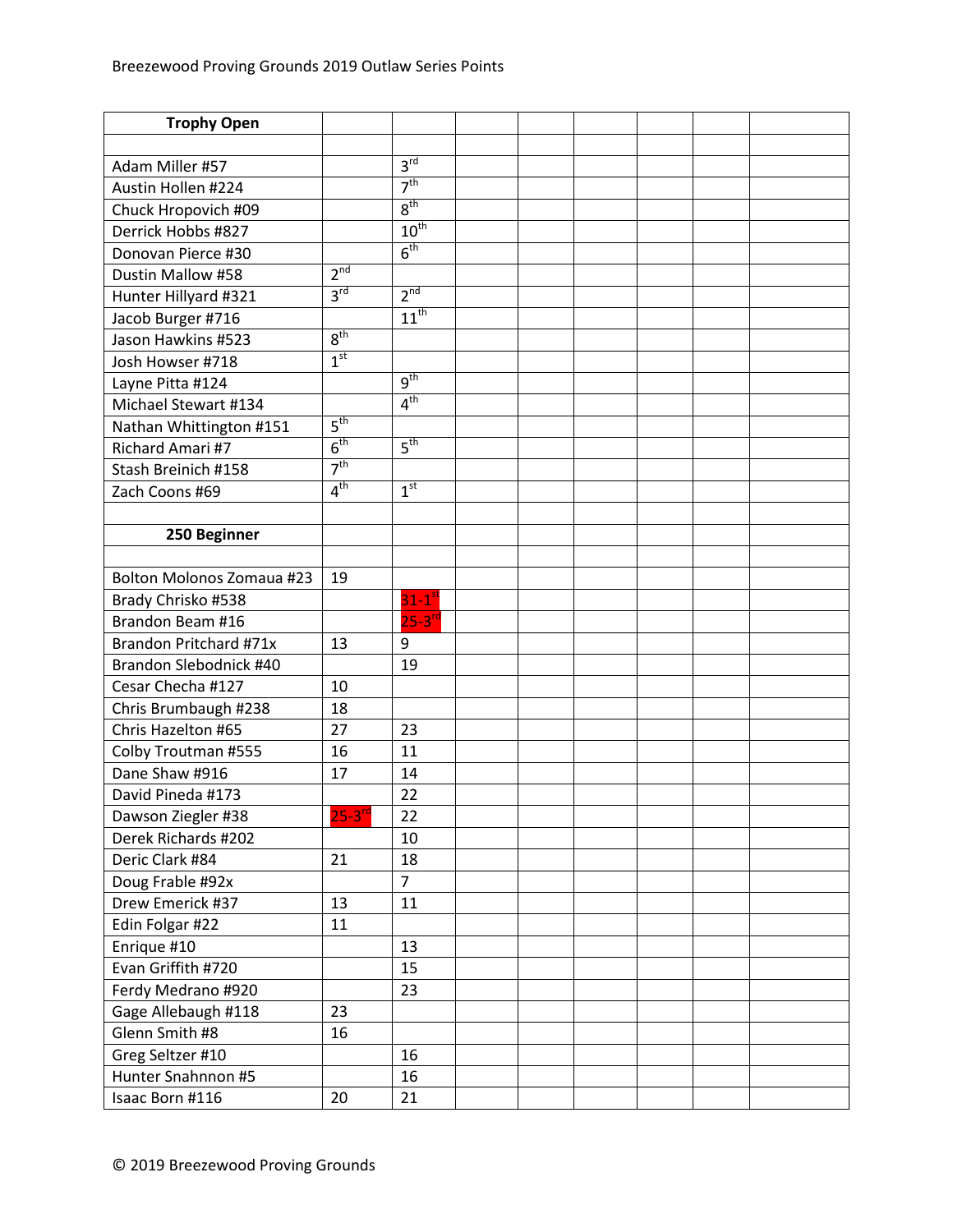| Trophy Open | | | | | | | | |
|---|---|---|---|---|---|---|---|---|
| | | | | | | | | |
| Adam Miller #57 | | 3rd | | | | | | |
| Austin Hollen #224 | | 7th | | | | | | |
| Chuck Hropovich #09 | | 8th | | | | | | |
| Derrick Hobbs #827 | | 10th | | | | | | |
| Donovan Pierce #30 | | 6th | | | | | | |
| Dustin Mallow #58 | 2nd | | | | | | | |
| Hunter Hillyard #321 | 3rd | 2nd | | | | | | |
| Jacob Burger #716 | | 11th | | | | | | |
| Jason Hawkins #523 | 8th | | | | | | | |
| Josh Howser #718 | 1st | | | | | | | |
| Layne Pitta #124 | | 9th | | | | | | |
| Michael Stewart #134 | | 4th | | | | | | |
| Nathan Whittington #151 | 5th | | | | | | | |
| Richard Amari #7 | 6th | 5th | | | | | | |
| Stash Breinich #158 | 7th | | | | | | | |
| Zach Coons #69 | 4th | 1st | | | | | | |
| | | | | | | | | |
| **250 Beginner** | | | | | | | | |
| | | | | | | | | |
| Bolton Molonos Zomaua #23 | 19 | | | | | | | |
| Brady Chrisko #538 | | 31-1st | | | | | | |
| Brandon Beam #16 | | 25-3rd | | | | | | |
| Brandon Pritchard #71x | 13 | 9 | | | | | | |
| Brandon Slebodnick #40 | | 19 | | | | | | |
| Cesar Checha #127 | 10 | | | | | | | |
| Chris Brumbaugh #238 | 18 | | | | | | | |
| Chris Hazelton #65 | 27 | 23 | | | | | | |
| Colby Troutman #555 | 16 | 11 | | | | | | |
| Dane Shaw #916 | 17 | 14 | | | | | | |
| David Pineda #173 | | 22 | | | | | | |
| Dawson Ziegler #38 | 25-3rd | 22 | | | | | | |
| Derek Richards #202 | | 10 | | | | | | |
| Deric Clark #84 | 21 | 18 | | | | | | |
| Doug Frable #92x | | 7 | | | | | | |
| Drew Emerick #37 | 13 | 11 | | | | | | |
| Edin Folgar #22 | 11 | | | | | | | |
| Enrique #10 | | 13 | | | | | | |
| Evan Griffith #720 | | 15 | | | | | | |
| Ferdy Medrano #920 | | 23 | | | | | | |
| Gage Allebaugh #118 | 23 | | | | | | | |
| Glenn Smith #8 | 16 | | | | | | | |
| Greg Seltzer #10 | | 16 | | | | | | |
| Hunter Snahnnon #5 | | 16 | | | | | | |
| Isaac Born #116 | 20 | 21 | | | | | | |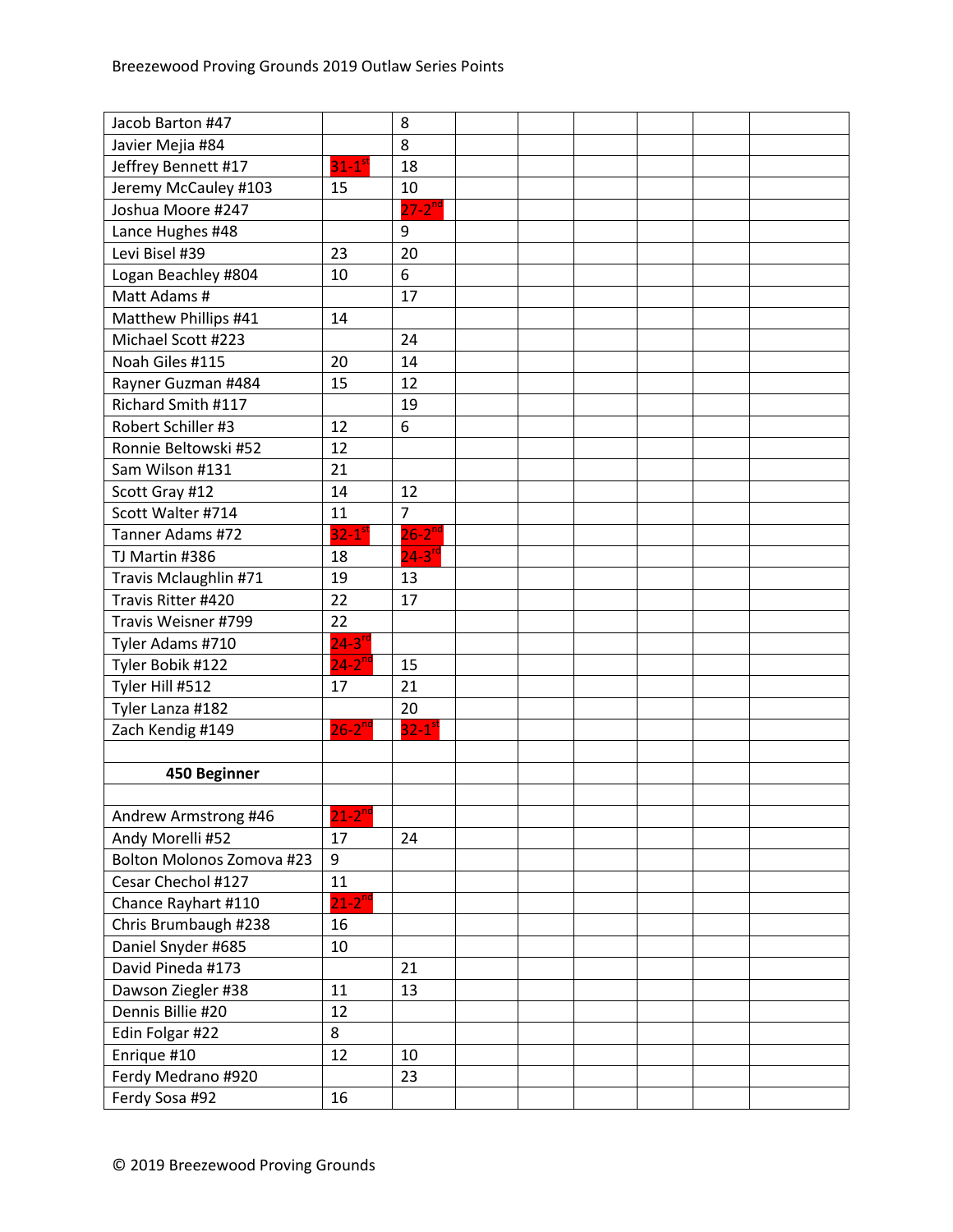| | | | | | | | | |
|---|---|---|---|---|---|---|---|---|
| Jacob Barton #47 | | 8 | | | | | | |
| Javier Mejia #84 | | 8 | | | | | | |
| Jeffrey Bennett #17 | 31-1st | 18 | | | | | | |
| Jeremy McCauley #103 | 15 | 10 | | | | | | |
| Joshua Moore #247 | | 27-2nd | | | | | | |
| Lance Hughes #48 | | 9 | | | | | | |
| Levi Bisel #39 | 23 | 20 | | | | | | |
| Logan Beachley #804 | 10 | 6 | | | | | | |
| Matt Adams # | | 17 | | | | | | |
| Matthew Phillips #41 | 14 | | | | | | | |
| Michael Scott #223 | | 24 | | | | | | |
| Noah Giles #115 | 20 | 14 | | | | | | |
| Rayner Guzman #484 | 15 | 12 | | | | | | |
| Richard Smith #117 | | 19 | | | | | | |
| Robert Schiller #3 | 12 | 6 | | | | | | |
| Ronnie Beltowski #52 | 12 | | | | | | | |
| Sam Wilson #131 | 21 | | | | | | | |
| Scott Gray #12 | 14 | 12 | | | | | | |
| Scott Walter #714 | 11 | 7 | | | | | | |
| Tanner Adams #72 | 32-1st | 26-2nd | | | | | | |
| TJ Martin #386 | 18 | 24-3rd | | | | | | |
| Travis Mclaughlin #71 | 19 | 13 | | | | | | |
| Travis Ritter #420 | 22 | 17 | | | | | | |
| Travis Weisner #799 | 22 | | | | | | | |
| Tyler Adams #710 | 24-3rd | | | | | | | |
| Tyler Bobik #122 | 24-2nd | 15 | | | | | | |
| Tyler Hill #512 | 17 | 21 | | | | | | |
| Tyler Lanza #182 | | 20 | | | | | | |
| Zach Kendig #149 | 26-2nd | 32-1st | | | | | | |
| | | | | | | | | |
| **450 Beginner** | | | | | | | | |
| | | | | | | | | |
| Andrew Armstrong #46 | 21-2nd | | | | | | | |
| Andy Morelli #52 | 17 | 24 | | | | | | |
| Bolton Molonos Zomova #23 | 9 | | | | | | | |
| Cesar Chechol #127 | 11 | | | | | | | |
| Chance Rayhart #110 | 21-2nd | | | | | | | |
| Chris Brumbaugh #238 | 16 | | | | | | | |
| Daniel Snyder #685 | 10 | | | | | | | |
| David Pineda #173 | | 21 | | | | | | |
| Dawson Ziegler #38 | 11 | 13 | | | | | | |
| Dennis Billie #20 | 12 | | | | | | | |
| Edin Folgar #22 | 8 | | | | | | | |
| Enrique #10 | 12 | 10 | | | | | | |
| Ferdy Medrano #920 | | 23 | | | | | | |
| Ferdy Sosa #92 | 16 | | | | | | | |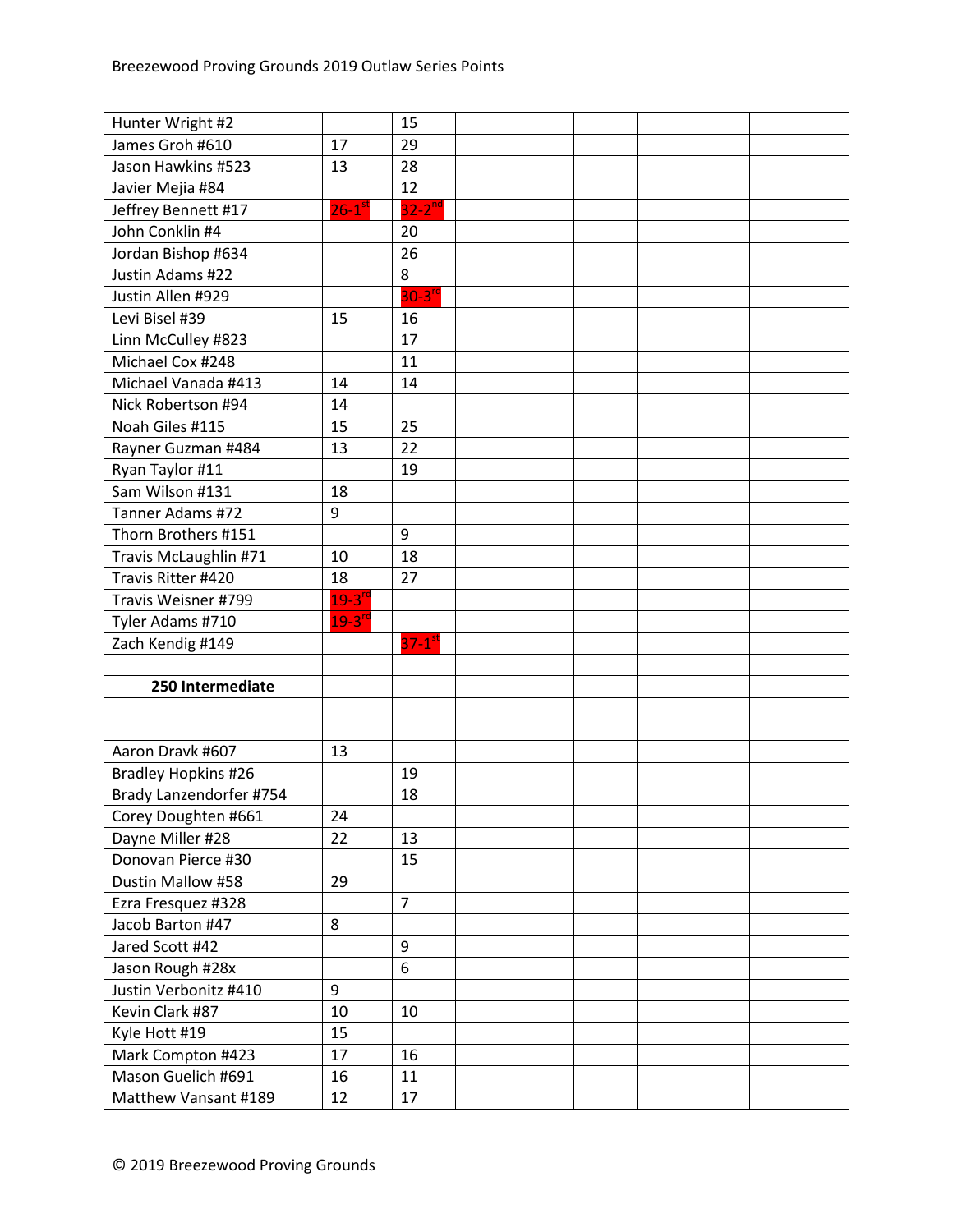| | | | | | | | | |
|---|---|---|---|---|---|---|---|---|
| Hunter Wright #2 | | 15 | | | | | | |
| James Groh #610 | 17 | 29 | | | | | | |
| Jason Hawkins #523 | 13 | 28 | | | | | | |
| Javier Mejia #84 | | 12 | | | | | | |
| Jeffrey Bennett #17 | 26-1st | 32-2nd | | | | | | |
| John Conklin #4 | | 20 | | | | | | |
| Jordan Bishop #634 | | 26 | | | | | | |
| Justin Adams #22 | | 8 | | | | | | |
| Justin Allen #929 | | 30-3rd | | | | | | |
| Levi Bisel #39 | 15 | 16 | | | | | | |
| Linn McCulley #823 | | 17 | | | | | | |
| Michael Cox #248 | | 11 | | | | | | |
| Michael Vanada #413 | 14 | 14 | | | | | | |
| Nick Robertson #94 | 14 | | | | | | | |
| Noah Giles #115 | 15 | 25 | | | | | | |
| Rayner Guzman #484 | 13 | 22 | | | | | | |
| Ryan Taylor #11 | | 19 | | | | | | |
| Sam Wilson #131 | 18 | | | | | | | |
| Tanner Adams #72 | 9 | | | | | | | |
| Thorn Brothers #151 | | 9 | | | | | | |
| Travis McLaughlin #71 | 10 | 18 | | | | | | |
| Travis Ritter #420 | 18 | 27 | | | | | | |
| Travis Weisner #799 | 19-3rd | | | | | | | |
| Tyler Adams #710 | 19-3rd | | | | | | | |
| Zach Kendig #149 | | 37-1st | | | | | | |
| | | | | | | | | |
| **250 Intermediate** | | | | | | | | |
| | | | | | | | | |
| | | | | | | | | |
| Aaron Dravk #607 | 13 | | | | | | | |
| Bradley Hopkins #26 | | 19 | | | | | | |
| Brady Lanzendorfer #754 | | 18 | | | | | | |
| Corey Doughten #661 | 24 | | | | | | | |
| Dayne Miller #28 | 22 | 13 | | | | | | |
| Donovan Pierce #30 | | 15 | | | | | | |
| Dustin Mallow #58 | 29 | | | | | | | |
| Ezra Fresquez #328 | | 7 | | | | | | |
| Jacob Barton #47 | 8 | | | | | | | |
| Jared Scott #42 | | 9 | | | | | | |
| Jason Rough #28x | | 6 | | | | | | |
| Justin Verbonitz #410 | 9 | | | | | | | |
| Kevin Clark #87 | 10 | 10 | | | | | | |
| Kyle Hott #19 | 15 | | | | | | | |
| Mark Compton #423 | 17 | 16 | | | | | | |
| Mason Guelich #691 | 16 | 11 | | | | | | |
| Matthew Vansant #189 | 12 | 17 | | | | | | |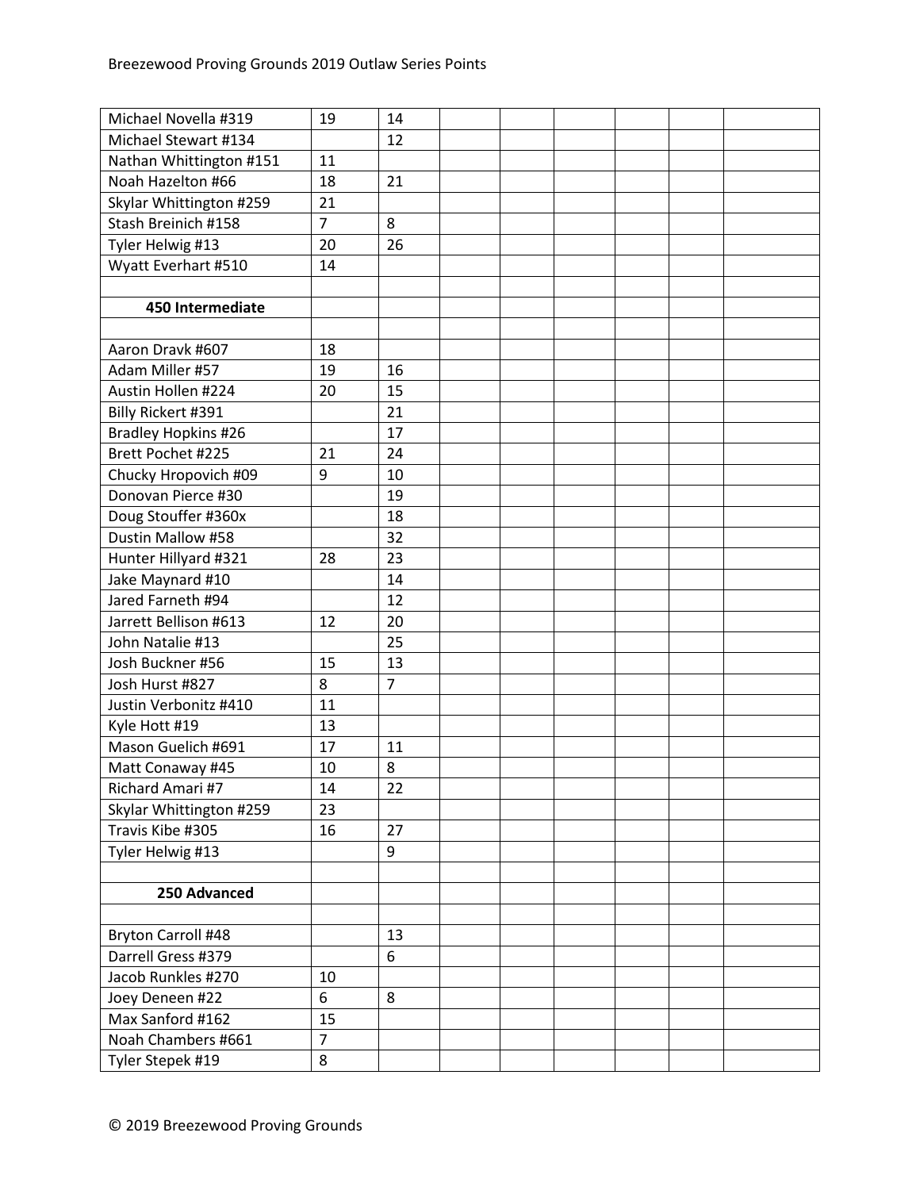| | | | | | | | | |
|---|---|---|---|---|---|---|---|---|
| Michael Novella #319 | 19 | 14 | | | | | | |
| Michael Stewart #134 | | 12 | | | | | | |
| Nathan Whittington #151 | 11 | | | | | | | |
| Noah Hazelton #66 | 18 | 21 | | | | | | |
| Skylar Whittington #259 | 21 | | | | | | | |
| Stash Breinich #158 | 7 | 8 | | | | | | |
| Tyler Helwig #13 | 20 | 26 | | | | | | |
| Wyatt Everhart #510 | 14 | | | | | | | |
| | | | | | | | | |
| **450 Intermediate** | | | | | | | | |
| | | | | | | | | |
| Aaron Dravk #607 | 18 | | | | | | | |
| Adam Miller #57 | 19 | 16 | | | | | | |
| Austin Hollen #224 | 20 | 15 | | | | | | |
| Billy Rickert #391 | | 21 | | | | | | |
| Bradley Hopkins #26 | | 17 | | | | | | |
| Brett Pochet #225 | 21 | 24 | | | | | | |
| Chucky Hropovich #09 | 9 | 10 | | | | | | |
| Donovan Pierce #30 | | 19 | | | | | | |
| Doug Stouffer #360x | | 18 | | | | | | |
| Dustin Mallow #58 | | 32 | | | | | | |
| Hunter Hillyard #321 | 28 | 23 | | | | | | |
| Jake Maynard #10 | | 14 | | | | | | |
| Jared Farneth #94 | | 12 | | | | | | |
| Jarrett Bellison #613 | 12 | 20 | | | | | | |
| John Natalie #13 | | 25 | | | | | | |
| Josh Buckner #56 | 15 | 13 | | | | | | |
| Josh Hurst #827 | 8 | 7 | | | | | | |
| Justin Verbonitz #410 | 11 | | | | | | | |
| Kyle Hott #19 | 13 | | | | | | | |
| Mason Guelich #691 | 17 | 11 | | | | | | |
| Matt Conaway #45 | 10 | 8 | | | | | | |
| Richard Amari #7 | 14 | 22 | | | | | | |
| Skylar Whittington #259 | 23 | | | | | | | |
| Travis Kibe #305 | 16 | 27 | | | | | | |
| Tyler Helwig #13 | | 9 | | | | | | |
| | | | | | | | | |
| **250 Advanced** | | | | | | | | |
| | | | | | | | | |
| Bryton Carroll #48 | | 13 | | | | | | |
| Darrell Gress #379 | | 6 | | | | | | |
| Jacob Runkles #270 | 10 | | | | | | | |
| Joey Deneen #22 | 6 | 8 | | | | | | |
| Max Sanford #162 | 15 | | | | | | | |
| Noah Chambers #661 | 7 | | | | | | | |
| Tyler Stepek #19 | 8 | | | | | | | |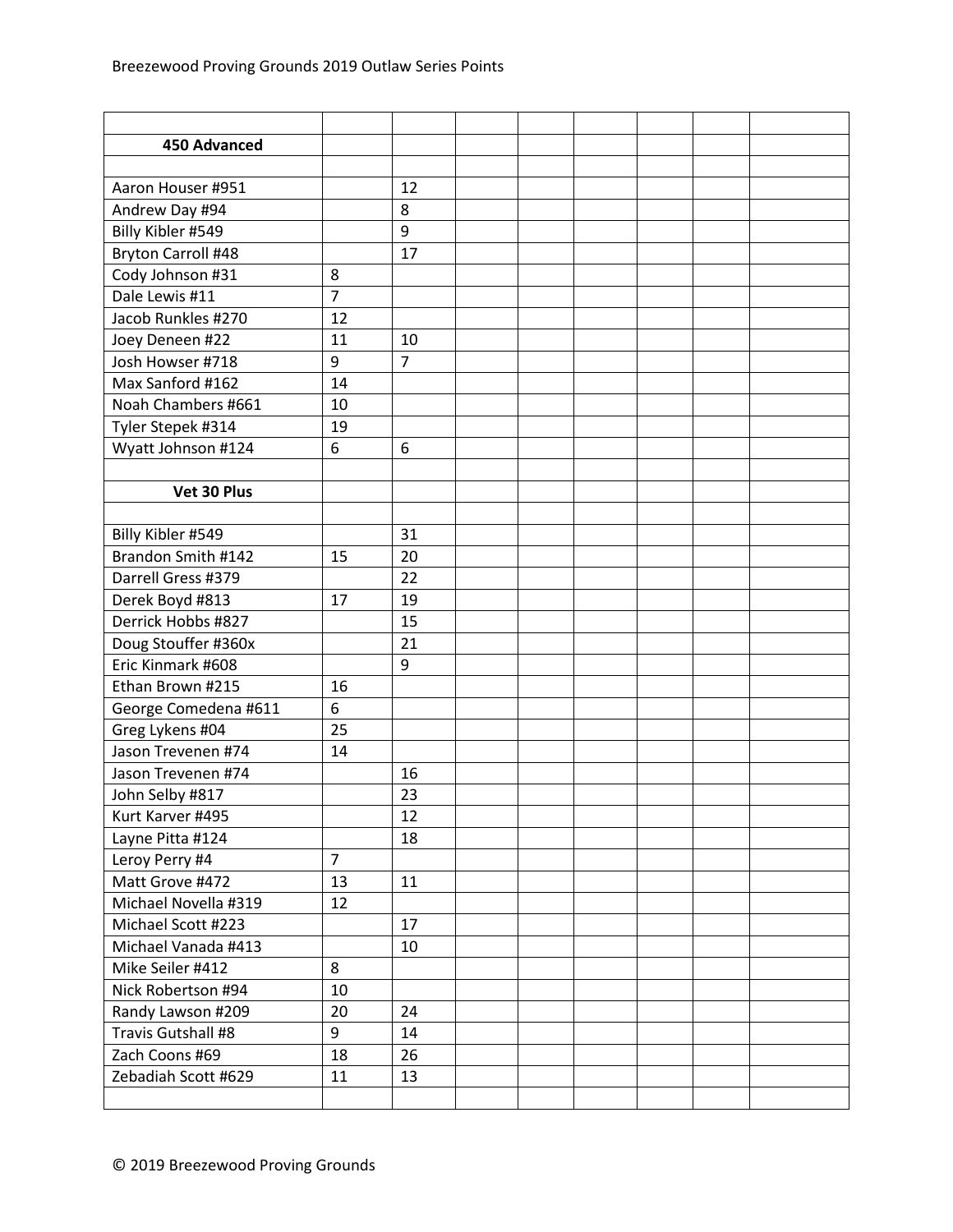| | | | | | | | | |
|---|---|---|---|---|---|---|---|---|
| **450 Advanced** | | | | | | | | |
| | | | | | | | | |
| Aaron Houser #951 | | 12 | | | | | | |
| Andrew Day #94 | | 8 | | | | | | |
| Billy Kibler #549 | | 9 | | | | | | |
| Bryton Carroll #48 | | 17 | | | | | | |
| Cody Johnson #31 | 8 | | | | | | | |
| Dale Lewis #11 | 7 | | | | | | | |
| Jacob Runkles #270 | 12 | | | | | | | |
| Joey Deneen #22 | 11 | 10 | | | | | | |
| Josh Howser #718 | 9 | 7 | | | | | | |
| Max Sanford #162 | 14 | | | | | | | |
| Noah Chambers #661 | 10 | | | | | | | |
| Tyler Stepek #314 | 19 | | | | | | | |
| Wyatt Johnson #124 | 6 | 6 | | | | | | |
| | | | | | | | | |
| **Vet 30 Plus** | | | | | | | | |
| | | | | | | | | |
| Billy Kibler #549 | | 31 | | | | | | |
| Brandon Smith #142 | 15 | 20 | | | | | | |
| Darrell Gress #379 | | 22 | | | | | | |
| Derek Boyd #813 | 17 | 19 | | | | | | |
| Derrick Hobbs #827 | | 15 | | | | | | |
| Doug Stouffer #360x | | 21 | | | | | | |
| Eric Kinmark #608 | | 9 | | | | | | |
| Ethan Brown #215 | 16 | | | | | | | |
| George Comedena #611 | 6 | | | | | | | |
| Greg Lykens #04 | 25 | | | | | | | |
| Jason Trevenen #74 | 14 | | | | | | | |
| Jason Trevenen #74 | | 16 | | | | | | |
| John Selby #817 | | 23 | | | | | | |
| Kurt Karver #495 | | 12 | | | | | | |
| Layne Pitta #124 | | 18 | | | | | | |
| Leroy Perry #4 | 7 | | | | | | | |
| Matt Grove #472 | 13 | 11 | | | | | | |
| Michael Novella #319 | 12 | | | | | | | |
| Michael Scott #223 | | 17 | | | | | | |
| Michael Vanada #413 | | 10 | | | | | | |
| Mike Seiler #412 | 8 | | | | | | | |
| Nick Robertson #94 | 10 | | | | | | | |
| Randy Lawson #209 | 20 | 24 | | | | | | |
| Travis Gutshall #8 | 9 | 14 | | | | | | |
| Zach Coons #69 | 18 | 26 | | | | | | |
| Zebadiah Scott #629 | 11 | 13 | | | | | | |
| | | | | | | | | |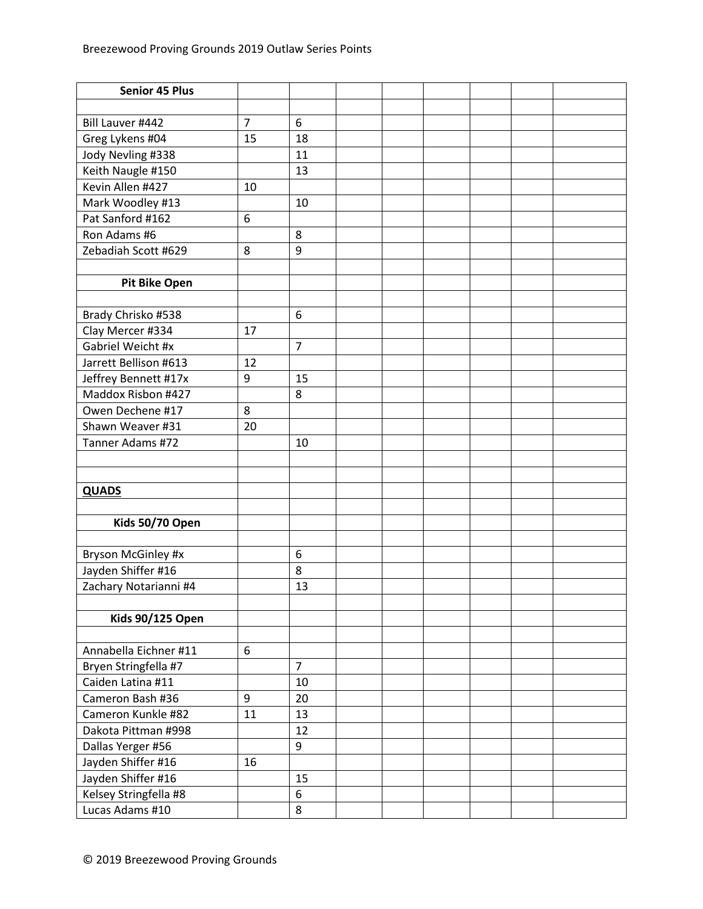| Senior 45 Plus | | | | | | | | |
|---|---|---|---|---|---|---|---|---|
| | | | | | | | | |
| Bill Lauver #442 | 7 | 6 | | | | | | |
| Greg Lykens #04 | 15 | 18 | | | | | | |
| Jody Nevling #338 | | 11 | | | | | | |
| Keith Naugle #150 | | 13 | | | | | | |
| Kevin Allen #427 | 10 | | | | | | | |
| Mark Woodley #13 | | 10 | | | | | | |
| Pat Sanford #162 | 6 | | | | | | | |
| Ron Adams #6 | | 8 | | | | | | |
| Zebadiah Scott #629 | 8 | 9 | | | | | | |
| | | | | | | | | |
| **Pit Bike Open** | | | | | | | | |
| | | | | | | | | |
| Brady Chrisko #538 | | 6 | | | | | | |
| Clay Mercer #334 | 17 | | | | | | | |
| Gabriel Weicht #x | | 7 | | | | | | |
| Jarrett Bellison #613 | 12 | | | | | | | |
| Jeffrey Bennett #17x | 9 | 15 | | | | | | |
| Maddox Risbon #427 | | 8 | | | | | | |
| Owen Dechene #17 | 8 | | | | | | | |
| Shawn Weaver #31 | 20 | | | | | | | |
| Tanner Adams #72 | | 10 | | | | | | |
| | | | | | | | | |
| | | | | | | | | |
| **QUADS** | | | | | | | | |
| | | | | | | | | |
| **Kids 50/70 Open** | | | | | | | | |
| | | | | | | | | |
| Bryson McGinley #x | | 6 | | | | | | |
| Jayden Shiffer #16 | | 8 | | | | | | |
| Zachary Notarianni #4 | | 13 | | | | | | |
| | | | | | | | | |
| **Kids 90/125 Open** | | | | | | | | |
| | | | | | | | | |
| Annabella Eichner #11 | 6 | | | | | | | |
| Bryen Stringfella #7 | | 7 | | | | | | |
| Caiden Latina #11 | | 10 | | | | | | |
| Cameron Bash #36 | 9 | 20 | | | | | | |
| Cameron Kunkle #82 | 11 | 13 | | | | | | |
| Dakota Pittman #998 | | 12 | | | | | | |
| Dallas Yerger #56 | | 9 | | | | | | |
| Jayden Shiffer #16 | 16 | | | | | | | |
| Jayden Shiffer #16 | | 15 | | | | | | |
| Kelsey Stringfella #8 | | 6 | | | | | | |
| Lucas Adams #10 | | 8 | | | | | | |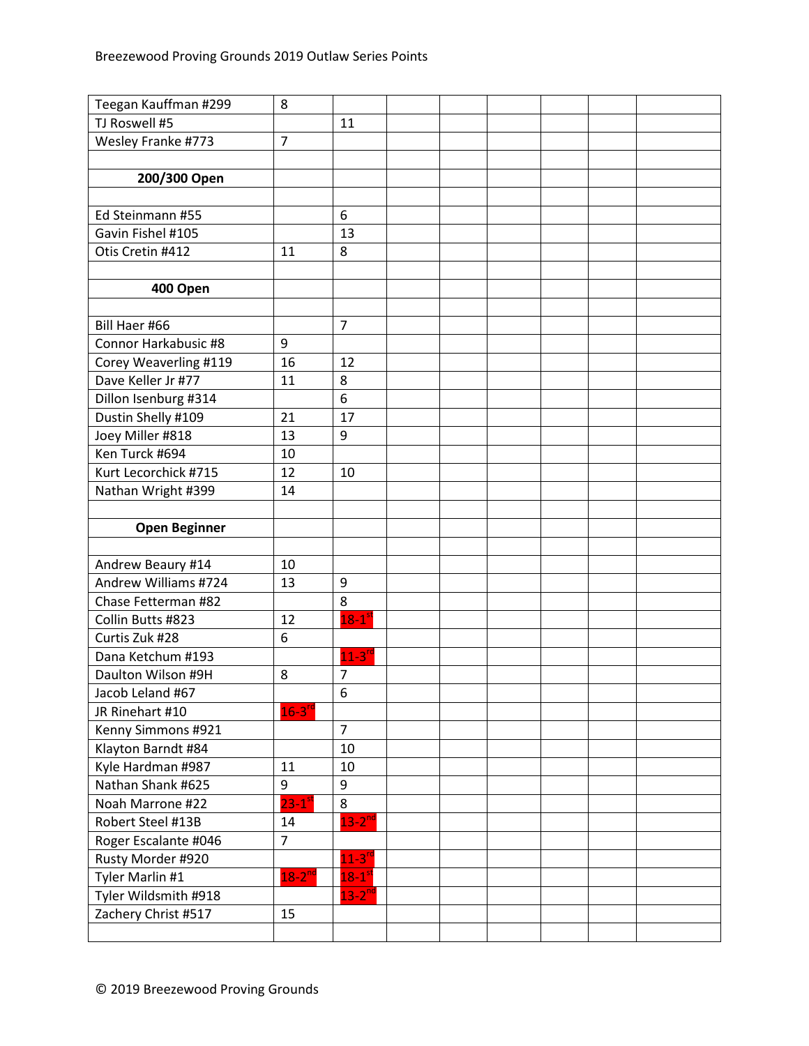| | | | | | | | | |
|---|---|---|---|---|---|---|---|---|
| Teegan Kauffman #299 | 8 | | | | | | | |
| TJ Roswell #5 | | 11 | | | | | | |
| Wesley Franke #773 | 7 | | | | | | | |
| | | | | | | | | |
| **200/300 Open** | | | | | | | | |
| | | | | | | | | |
| Ed Steinmann #55 | | 6 | | | | | | |
| Gavin Fishel #105 | | 13 | | | | | | |
| Otis Cretin #412 | 11 | 8 | | | | | | |
| | | | | | | | | |
| **400 Open** | | | | | | | | |
| | | | | | | | | |
| Bill Haer #66 | | 7 | | | | | | |
| Connor Harkabusic #8 | 9 | | | | | | | |
| Corey Weaverling #119 | 16 | 12 | | | | | | |
| Dave Keller Jr #77 | 11 | 8 | | | | | | |
| Dillon Isenburg #314 | | 6 | | | | | | |
| Dustin Shelly #109 | 21 | 17 | | | | | | |
| Joey Miller #818 | 13 | 9 | | | | | | |
| Ken Turck #694 | 10 | | | | | | | |
| Kurt Lecorchick #715 | 12 | 10 | | | | | | |
| Nathan Wright #399 | 14 | | | | | | | |
| | | | | | | | | |
| **Open Beginner** | | | | | | | | |
| | | | | | | | | |
| Andrew Beaury #14 | 10 | | | | | | | |
| Andrew Williams #724 | 13 | 9 | | | | | | |
| Chase Fetterman #82 | | 8 | | | | | | |
| Collin Butts #823 | 12 | 18-1st | | | | | | |
| Curtis Zuk #28 | 6 | | | | | | | |
| Dana Ketchum #193 | | 11-3rd | | | | | | |
| Daulton Wilson #9H | 8 | 7 | | | | | | |
| Jacob Leland #67 | | 6 | | | | | | |
| JR Rinehart #10 | 16-3rd | | | | | | | |
| Kenny Simmons #921 | | 7 | | | | | | |
| Klayton Barndt #84 | | 10 | | | | | | |
| Kyle Hardman #987 | 11 | 10 | | | | | | |
| Nathan Shank #625 | 9 | 9 | | | | | | |
| Noah Marrone #22 | 23-1st | 8 | | | | | | |
| Robert Steel #13B | 14 | 13-2nd | | | | | | |
| Roger Escalante #046 | 7 | | | | | | | |
| Rusty Morder #920 | | 11-3rd | | | | | | |
| Tyler Marlin #1 | 18-2nd | 18-1st | | | | | | |
| Tyler Wildsmith #918 | | 13-2nd | | | | | | |
| Zachery Christ #517 | 15 | | | | | | | |
| | | | | | | | | |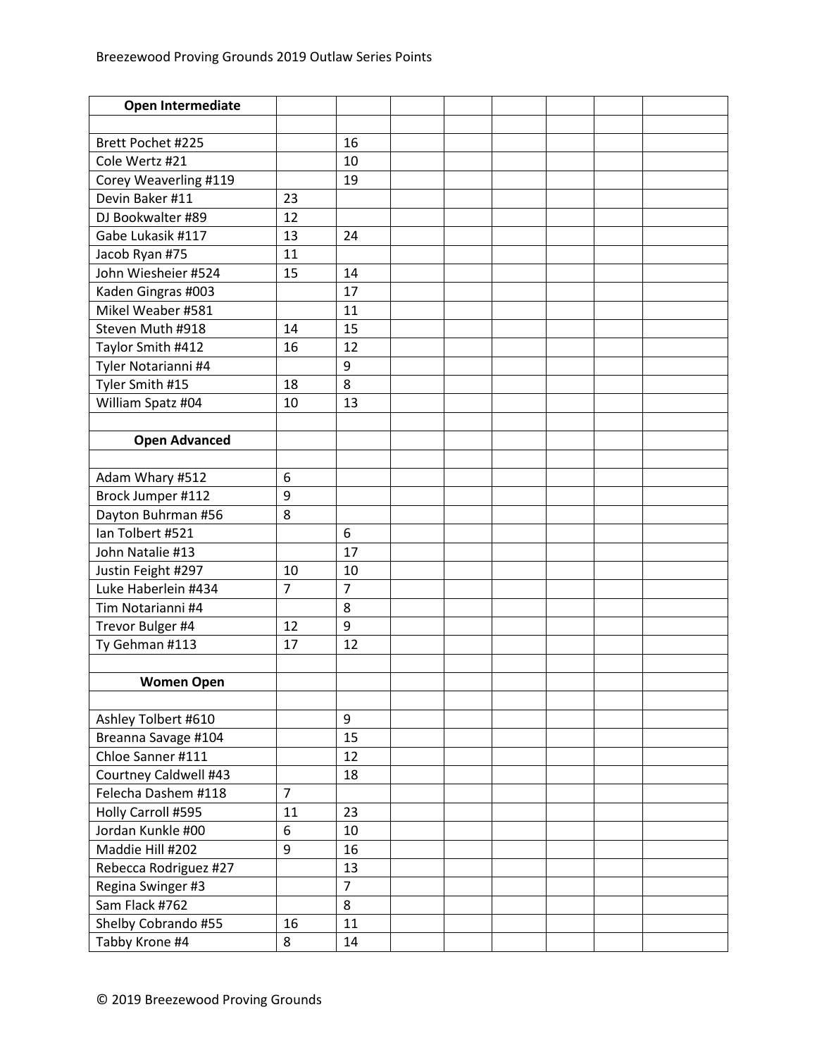| Open Intermediate | | | | | | | | |
|---|---|---|---|---|---|---|---|---|
| | | | | | | | | |
| Brett Pochet #225 | | 16 | | | | | | |
| Cole Wertz #21 | | 10 | | | | | | |
| Corey Weaverling #119 | | 19 | | | | | | |
| Devin Baker #11 | 23 | | | | | | | |
| DJ Bookwalter #89 | 12 | | | | | | | |
| Gabe Lukasik #117 | 13 | 24 | | | | | | |
| Jacob Ryan #75 | 11 | | | | | | | |
| John Wiesheier #524 | 15 | 14 | | | | | | |
| Kaden Gingras #003 | | 17 | | | | | | |
| Mikel Weaber #581 | | 11 | | | | | | |
| Steven Muth #918 | 14 | 15 | | | | | | |
| Taylor Smith #412 | 16 | 12 | | | | | | |
| Tyler Notarianni #4 | | 9 | | | | | | |
| Tyler Smith #15 | 18 | 8 | | | | | | |
| William Spatz #04 | 10 | 13 | | | | | | |
| | | | | | | | | |
| **Open Advanced** | | | | | | | | |
| | | | | | | | | |
| Adam Whary #512 | 6 | | | | | | | |
| Brock Jumper #112 | 9 | | | | | | | |
| Dayton Buhrman #56 | 8 | | | | | | | |
| Ian Tolbert #521 | | 6 | | | | | | |
| John Natalie #13 | | 17 | | | | | | |
| Justin Feight #297 | 10 | 10 | | | | | | |
| Luke Haberlein #434 | 7 | 7 | | | | | | |
| Tim Notarianni #4 | | 8 | | | | | | |
| Trevor Bulger #4 | 12 | 9 | | | | | | |
| Ty Gehman #113 | 17 | 12 | | | | | | |
| | | | | | | | | |
| **Women Open** | | | | | | | | |
| | | | | | | | | |
| Ashley Tolbert #610 | | 9 | | | | | | |
| Breanna Savage #104 | | 15 | | | | | | |
| Chloe Sanner #111 | | 12 | | | | | | |
| Courtney Caldwell #43 | | 18 | | | | | | |
| Felecha Dashem #118 | 7 | | | | | | | |
| Holly Carroll #595 | 11 | 23 | | | | | | |
| Jordan Kunkle #00 | 6 | 10 | | | | | | |
| Maddie Hill #202 | 9 | 16 | | | | | | |
| Rebecca Rodriguez #27 | | 13 | | | | | | |
| Regina Swinger #3 | | 7 | | | | | | |
| Sam Flack #762 | | 8 | | | | | | |
| Shelby Cobrando #55 | 16 | 11 | | | | | | |
| Tabby Krone #4 | 8 | 14 | | | | | | |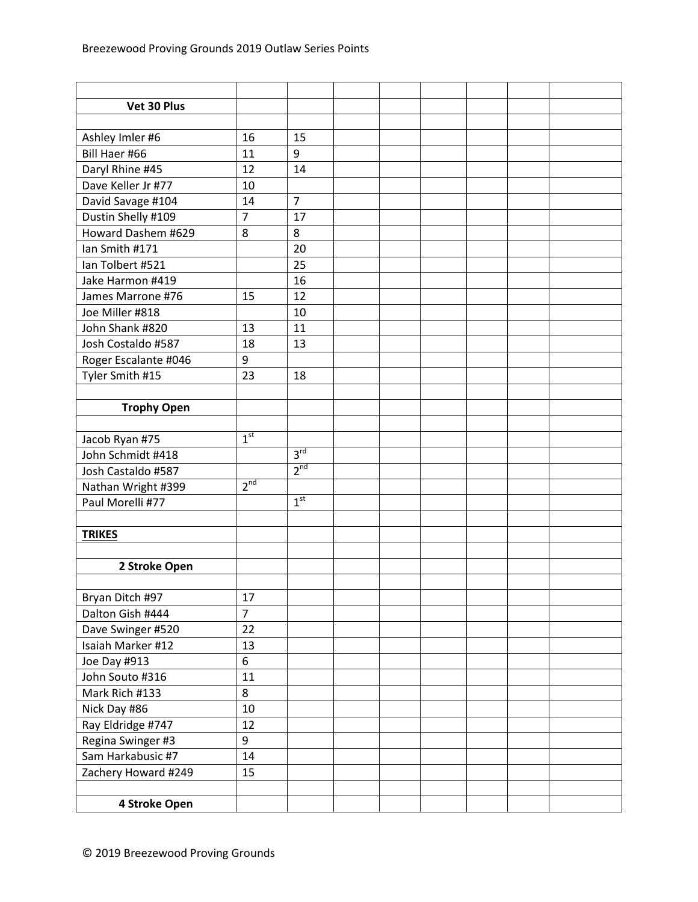| | | | | | | | | |
|---|---|---|---|---|---|---|---|---|
| **Vet 30 Plus** | | | | | | | | |
| | | | | | | | | |
| Ashley Imler #6 | 16 | 15 | | | | | | |
| Bill Haer #66 | 11 | 9 | | | | | | |
| Daryl Rhine #45 | 12 | 14 | | | | | | |
| Dave Keller Jr #77 | 10 | | | | | | | |
| David Savage #104 | 14 | 7 | | | | | | |
| Dustin Shelly #109 | 7 | 17 | | | | | | |
| Howard Dashem #629 | 8 | 8 | | | | | | |
| Ian Smith #171 | | 20 | | | | | | |
| Ian Tolbert #521 | | 25 | | | | | | |
| Jake Harmon #419 | | 16 | | | | | | |
| James Marrone #76 | 15 | 12 | | | | | | |
| Joe Miller #818 | | 10 | | | | | | |
| John Shank #820 | 13 | 11 | | | | | | |
| Josh Costaldo #587 | 18 | 13 | | | | | | |
| Roger Escalante #046 | 9 | | | | | | | |
| Tyler Smith #15 | 23 | 18 | | | | | | |
| | | | | | | | | |
| **Trophy Open** | | | | | | | | |
| | | | | | | | | |
| Jacob Ryan #75 | 1st | | | | | | | |
| John Schmidt #418 | | 3rd | | | | | | |
| Josh Castaldo #587 | | 2nd | | | | | | |
| Nathan Wright #399 | 2nd | | | | | | | |
| Paul Morelli #77 | | 1st | | | | | | |
| | | | | | | | | |
| **TRIKES** | | | | | | | | |
| | | | | | | | | |
| **2 Stroke Open** | | | | | | | | |
| | | | | | | | | |
| Bryan Ditch #97 | 17 | | | | | | | |
| Dalton Gish #444 | 7 | | | | | | | |
| Dave Swinger #520 | 22 | | | | | | | |
| Isaiah Marker #12 | 13 | | | | | | | |
| Joe Day #913 | 6 | | | | | | | |
| John Souto #316 | 11 | | | | | | | |
| Mark Rich #133 | 8 | | | | | | | |
| Nick Day #86 | 10 | | | | | | | |
| Ray Eldridge #747 | 12 | | | | | | | |
| Regina Swinger #3 | 9 | | | | | | | |
| Sam Harkabusic #7 | 14 | | | | | | | |
| Zachery Howard #249 | 15 | | | | | | | |
| | | | | | | | | |
| **4 Stroke Open** | | | | | | | | |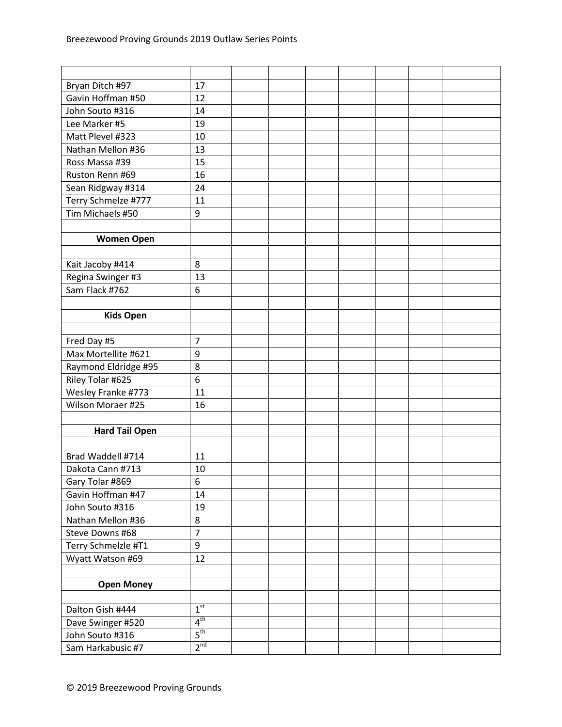| | | | | | | | | |
|---|---|---|---|---|---|---|---|---|
| Bryan Ditch #97 | 17 | | | | | | | |
| Gavin Hoffman #50 | 12 | | | | | | | |
| John Souto #316 | 14 | | | | | | | |
| Lee Marker #5 | 19 | | | | | | | |
| Matt Plevel #323 | 10 | | | | | | | |
| Nathan Mellon #36 | 13 | | | | | | | |
| Ross Massa #39 | 15 | | | | | | | |
| Ruston Renn #69 | 16 | | | | | | | |
| Sean Ridgway #314 | 24 | | | | | | | |
| Terry Schmelze #777 | 11 | | | | | | | |
| Tim Michaels #50 | 9 | | | | | | | |
| | | | | | | | | |
| **Women Open** | | | | | | | | |
| | | | | | | | | |
| Kait Jacoby #414 | 8 | | | | | | | |
| Regina Swinger #3 | 13 | | | | | | | |
| Sam Flack #762 | 6 | | | | | | | |
| | | | | | | | | |
| **Kids Open** | | | | | | | | |
| | | | | | | | | |
| Fred Day #5 | 7 | | | | | | | |
| Max Mortellite #621 | 9 | | | | | | | |
| Raymond Eldridge #95 | 8 | | | | | | | |
| Riley Tolar #625 | 6 | | | | | | | |
| Wesley Franke #773 | 11 | | | | | | | |
| Wilson Moraer #25 | 16 | | | | | | | |
| | | | | | | | | |
| **Hard Tail Open** | | | | | | | | |
| | | | | | | | | |
| Brad Waddell #714 | 11 | | | | | | | |
| Dakota Cann #713 | 10 | | | | | | | |
| Gary Tolar #869 | 6 | | | | | | | |
| Gavin Hoffman #47 | 14 | | | | | | | |
| John Souto #316 | 19 | | | | | | | |
| Nathan Mellon #36 | 8 | | | | | | | |
| Steve Downs #68 | 7 | | | | | | | |
| Terry Schmelzle #T1 | 9 | | | | | | | |
| Wyatt Watson #69 | 12 | | | | | | | |
| | | | | | | | | |
| **Open Money** | | | | | | | | |
| | | | | | | | | |
| Dalton Gish #444 | 1st | | | | | | | |
| Dave Swinger #520 | 4th | | | | | | | |
| John Souto #316 | 5th | | | | | | | |
| Sam Harkabusic #7 | 2nd | | | | | | | |

© 2019 Breezewood Proving Grounds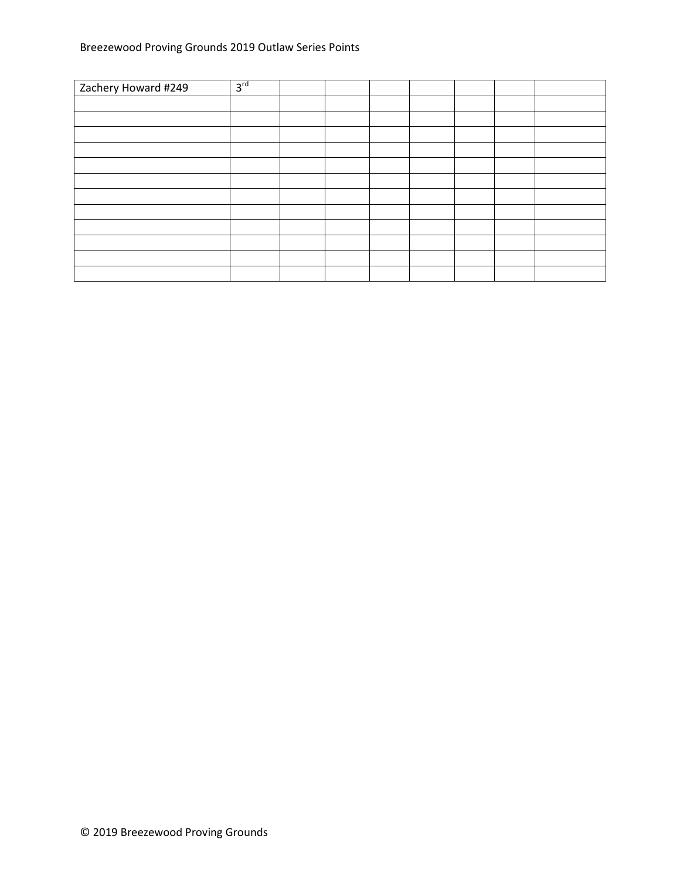| | | | | | | | | |
|---|---|---|---|---|---|---|---|---|
| Zachery Howard #249 | 3rd | | | | | | | |
| | | | | | | | | |
| | | | | | | | | |
| | | | | | | | | |
| | | | | | | | | |
| | | | | | | | | |
| | | | | | | | | |
| | | | | | | | | |
| | | | | | | | | |
| | | | | | | | | |
| | | | | | | | | |
| | | | | | | | | |
| | | | | | | | | |